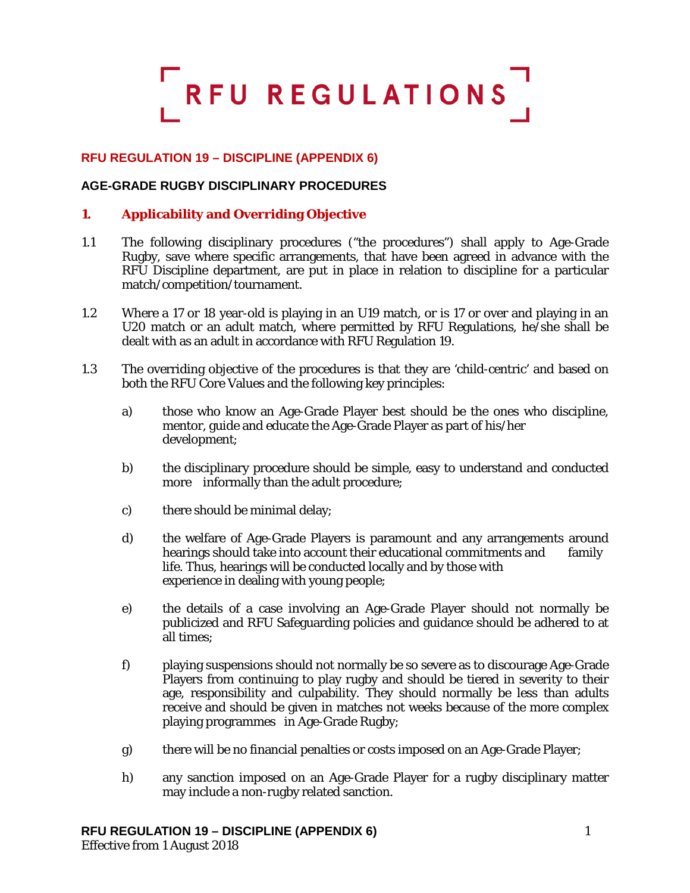# RFU REGULATIONS

## RFU REGULATION 19 – DISCIPLINE (APPENDIX 6)

### AGE-GRADE RUGBY DISCIPLINARY PROCEDURES

### 1. Applicability and Overriding Objective

1.1 The following disciplinary procedures ("the procedures") shall apply to Age-Grade Rugby, save where specific arrangements, that have been agreed in advance with the RFU Discipline department, are put in place in relation to discipline for a particular match/competition/tournament.

1.2 Where a 17 or 18 year-old is playing in an U19 match, or is 17 or over and playing in an U20 match or an adult match, where permitted by RFU Regulations, he/she shall be dealt with as an adult in accordance with RFU Regulation 19.

1.3 The overriding objective of the procedures is that they are 'child-centric' and based on both the RFU Core Values and the following key principles:

a) those who know an Age-Grade Player best should be the ones who discipline, mentor, guide and educate the Age-Grade Player as part of his/her development;

b) the disciplinary procedure should be simple, easy to understand and conducted more informally than the adult procedure;

c) there should be minimal delay;

d) the welfare of Age-Grade Players is paramount and any arrangements around hearings should take into account their educational commitments and family life. Thus, hearings will be conducted locally and by those with experience in dealing with young people;

e) the details of a case involving an Age-Grade Player should not normally be publicized and RFU Safeguarding policies and guidance should be adhered to at all times;

f) playing suspensions should not normally be so severe as to discourage Age-Grade Players from continuing to play rugby and should be tiered in severity to their age, responsibility and culpability. They should normally be less than adults receive and should be given in matches not weeks because of the more complex playing programmes in Age-Grade Rugby;

g) there will be no financial penalties or costs imposed on an Age-Grade Player;

h) any sanction imposed on an Age-Grade Player for a rugby disciplinary matter may include a non-rugby related sanction.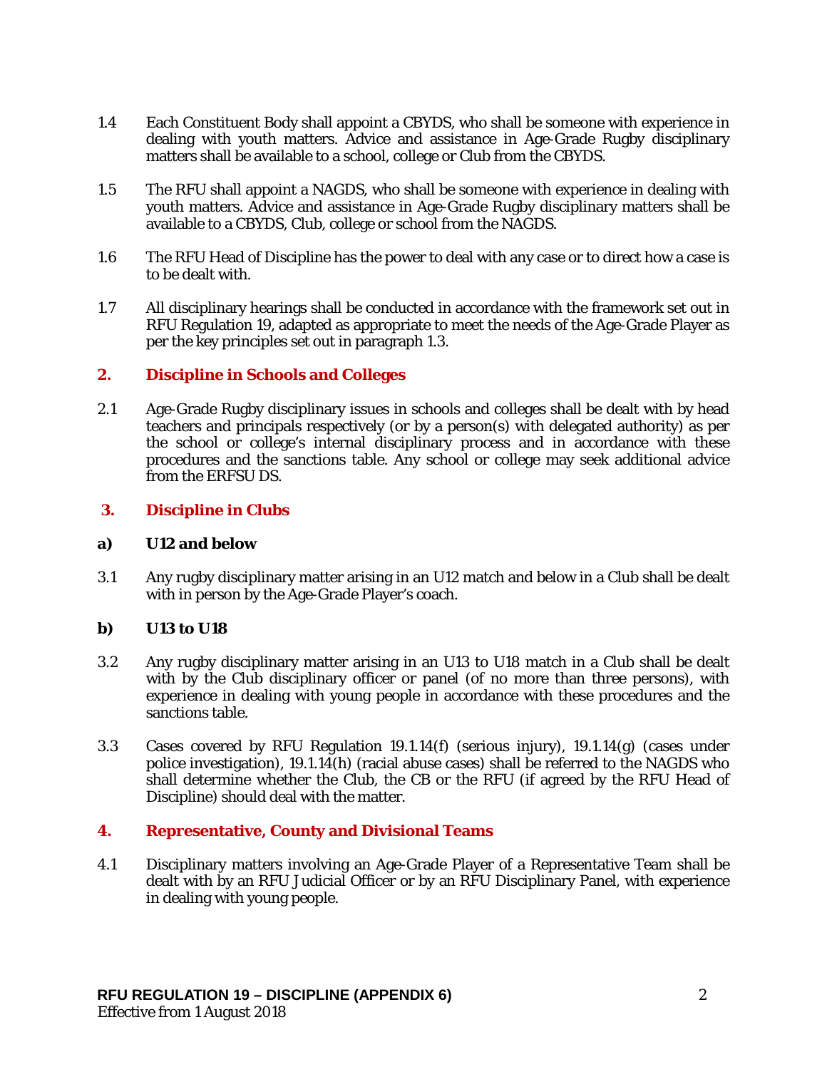1.4 Each Constituent Body shall appoint a CBYDS, who shall be someone with experience in dealing with youth matters. Advice and assistance in Age-Grade Rugby disciplinary matters shall be available to a school, college or Club from the CBYDS.

1.5 The RFU shall appoint a NAGDS, who shall be someone with experience in dealing with youth matters. Advice and assistance in Age-Grade Rugby disciplinary matters shall be available to a CBYDS, Club, college or school from the NAGDS.

1.6 The RFU Head of Discipline has the power to deal with any case or to direct how a case is to be dealt with.

1.7 All disciplinary hearings shall be conducted in accordance with the framework set out in RFU Regulation 19, adapted as appropriate to meet the needs of the Age-Grade Player as per the key principles set out in paragraph 1.3.

## 2. Discipline in Schools and Colleges

2.1 Age-Grade Rugby disciplinary issues in schools and colleges shall be dealt with by head teachers and principals respectively (or by a person(s) with delegated authority) as per the school or college's internal disciplinary process and in accordance with these procedures and the sanctions table. Any school or college may seek additional advice from the ERFSU DS.

## 3. Discipline in Clubs

### a) U12 and below

3.1 Any rugby disciplinary matter arising in an U12 match and below in a Club shall be dealt with in person by the Age-Grade Player's coach.

### b) U13 to U18

3.2 Any rugby disciplinary matter arising in an U13 to U18 match in a Club shall be dealt with by the Club disciplinary officer or panel (of no more than three persons), with experience in dealing with young people in accordance with these procedures and the sanctions table.

3.3 Cases covered by RFU Regulation 19.1.14(f) (serious injury), 19.1.14(g) (cases under police investigation), 19.1.14(h) (racial abuse cases) shall be referred to the NAGDS who shall determine whether the Club, the CB or the RFU (if agreed by the RFU Head of Discipline) should deal with the matter.

## 4. Representative, County and Divisional Teams

4.1 Disciplinary matters involving an Age-Grade Player of a Representative Team shall be dealt with by an RFU Judicial Officer or by an RFU Disciplinary Panel, with experience in dealing with young people.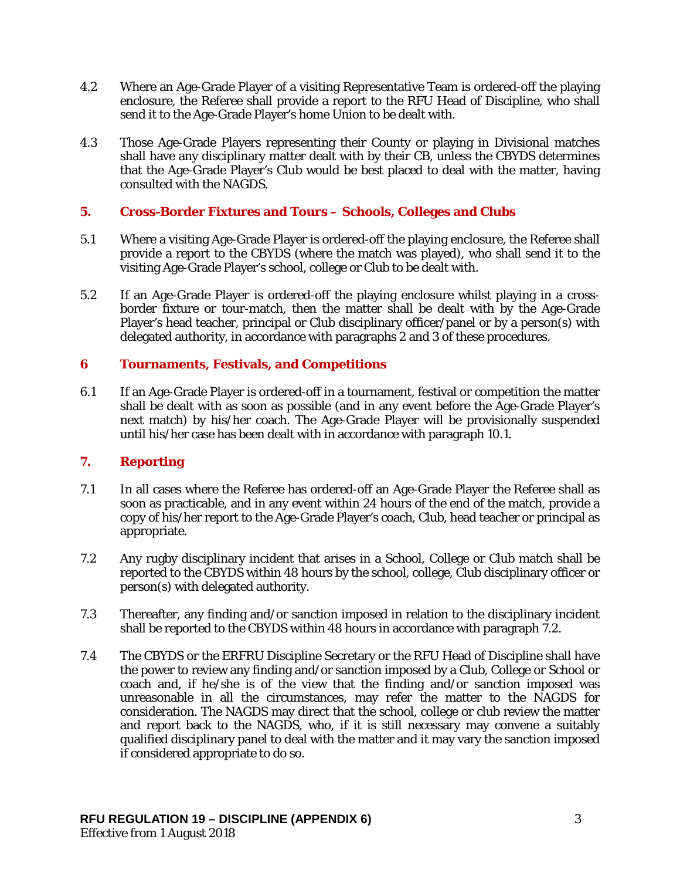4.2 Where an Age-Grade Player of a visiting Representative Team is ordered-off the playing enclosure, the Referee shall provide a report to the RFU Head of Discipline, who shall send it to the Age-Grade Player's home Union to be dealt with.

4.3 Those Age-Grade Players representing their County or playing in Divisional matches shall have any disciplinary matter dealt with by their CB, unless the CBYDS determines that the Age-Grade Player's Club would be best placed to deal with the matter, having consulted with the NAGDS.

## 5. Cross-Border Fixtures and Tours – Schools, Colleges and Clubs

5.1 Where a visiting Age-Grade Player is ordered-off the playing enclosure, the Referee shall provide a report to the CBYDS (where the match was played), who shall send it to the visiting Age-Grade Player's school, college or Club to be dealt with.

5.2 If an Age-Grade Player is ordered-off the playing enclosure whilst playing in a cross-border fixture or tour-match, then the matter shall be dealt with by the Age-Grade Player's head teacher, principal or Club disciplinary officer/panel or by a person(s) with delegated authority, in accordance with paragraphs 2 and 3 of these procedures.

## 6 Tournaments, Festivals, and Competitions

6.1 If an Age-Grade Player is ordered-off in a tournament, festival or competition the matter shall be dealt with as soon as possible (and in any event before the Age-Grade Player's next match) by his/her coach. The Age-Grade Player will be provisionally suspended until his/her case has been dealt with in accordance with paragraph 10.1.

## 7. Reporting

7.1 In all cases where the Referee has ordered-off an Age-Grade Player the Referee shall as soon as practicable, and in any event within 24 hours of the end of the match, provide a copy of his/her report to the Age-Grade Player's coach, Club, head teacher or principal as appropriate.

7.2 Any rugby disciplinary incident that arises in a School, College or Club match shall be reported to the CBYDS within 48 hours by the school, college, Club disciplinary officer or person(s) with delegated authority.

7.3 Thereafter, any finding and/or sanction imposed in relation to the disciplinary incident shall be reported to the CBYDS within 48 hours in accordance with paragraph 7.2.

7.4 The CBYDS or the ERFRU Discipline Secretary or the RFU Head of Discipline shall have the power to review any finding and/or sanction imposed by a Club, College or School or coach and, if he/she is of the view that the finding and/or sanction imposed was unreasonable in all the circumstances, may refer the matter to the NAGDS for consideration. The NAGDS may direct that the school, college or club review the matter and report back to the NAGDS, who, if it is still necessary may convene a suitably qualified disciplinary panel to deal with the matter and it may vary the sanction imposed if considered appropriate to do so.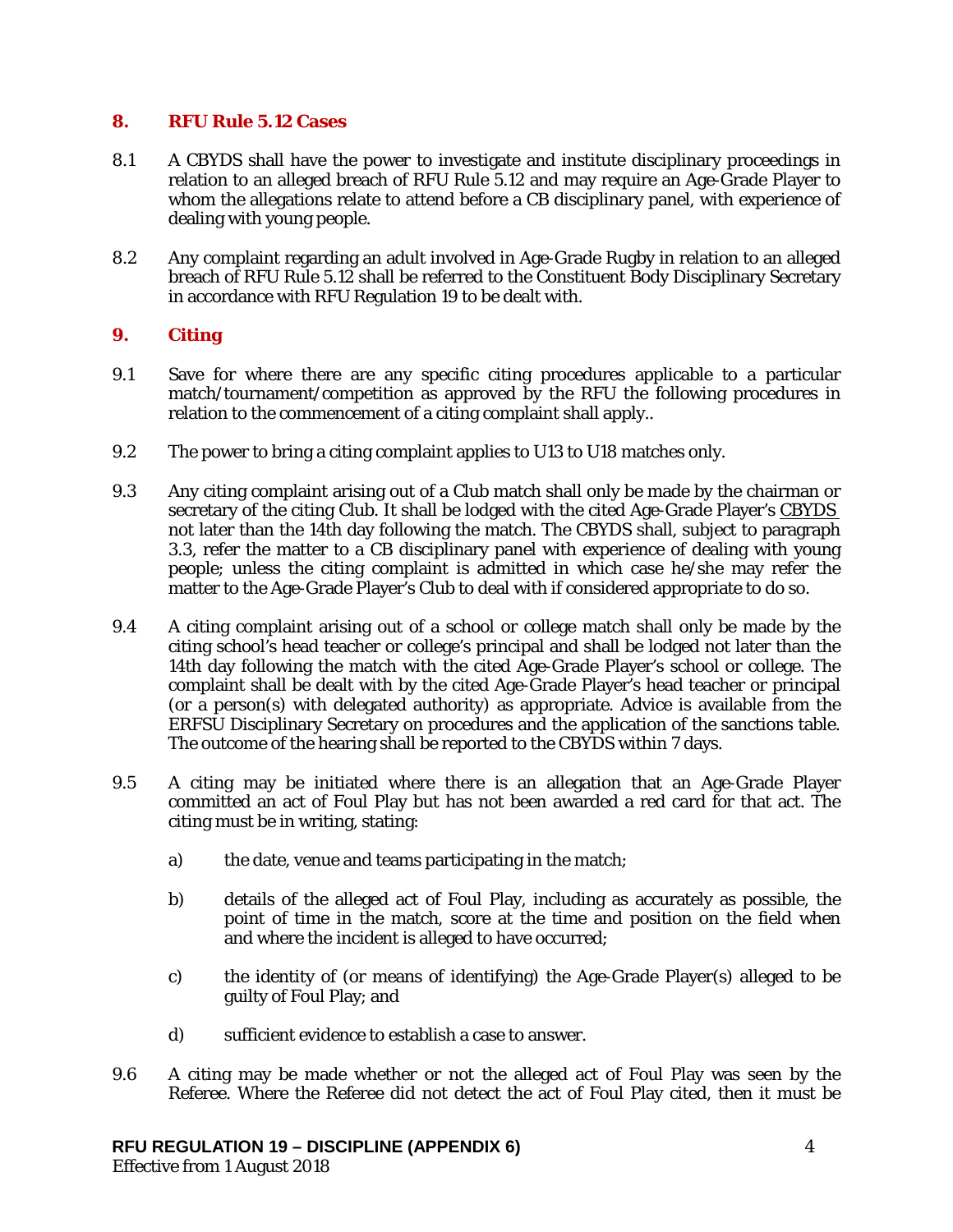## 8. RFU Rule 5.12 Cases

8.1 A CBYDS shall have the power to investigate and institute disciplinary proceedings in relation to an alleged breach of RFU Rule 5.12 and may require an Age-Grade Player to whom the allegations relate to attend before a CB disciplinary panel, with experience of dealing with young people.

8.2 Any complaint regarding an adult involved in Age-Grade Rugby in relation to an alleged breach of RFU Rule 5.12 shall be referred to the Constituent Body Disciplinary Secretary in accordance with RFU Regulation 19 to be dealt with.

## 9. Citing

9.1 Save for where there are any specific citing procedures applicable to a particular match/tournament/competition as approved by the RFU the following procedures in relation to the commencement of a citing complaint shall apply..

9.2 The power to bring a citing complaint applies to U13 to U18 matches only.

9.3 Any citing complaint arising out of a Club match shall only be made by the chairman or secretary of the citing Club. It shall be lodged with the cited Age-Grade Player's CBYDS not later than the 14th day following the match. The CBYDS shall, subject to paragraph 3.3, refer the matter to a CB disciplinary panel with experience of dealing with young people; unless the citing complaint is admitted in which case he/she may refer the matter to the Age-Grade Player's Club to deal with if considered appropriate to do so.

9.4 A citing complaint arising out of a school or college match shall only be made by the citing school's head teacher or college's principal and shall be lodged not later than the 14th day following the match with the cited Age-Grade Player's school or college. The complaint shall be dealt with by the cited Age-Grade Player's head teacher or principal (or a person(s) with delegated authority) as appropriate. Advice is available from the ERFSU Disciplinary Secretary on procedures and the application of the sanctions table. The outcome of the hearing shall be reported to the CBYDS within 7 days.

9.5 A citing may be initiated where there is an allegation that an Age-Grade Player committed an act of Foul Play but has not been awarded a red card for that act. The citing must be in writing, stating:

a) the date, venue and teams participating in the match;

b) details of the alleged act of Foul Play, including as accurately as possible, the point of time in the match, score at the time and position on the field when and where the incident is alleged to have occurred;

c) the identity of (or means of identifying) the Age-Grade Player(s) alleged to be guilty of Foul Play; and

d) sufficient evidence to establish a case to answer.

9.6 A citing may be made whether or not the alleged act of Foul Play was seen by the Referee. Where the Referee did not detect the act of Foul Play cited, then it must be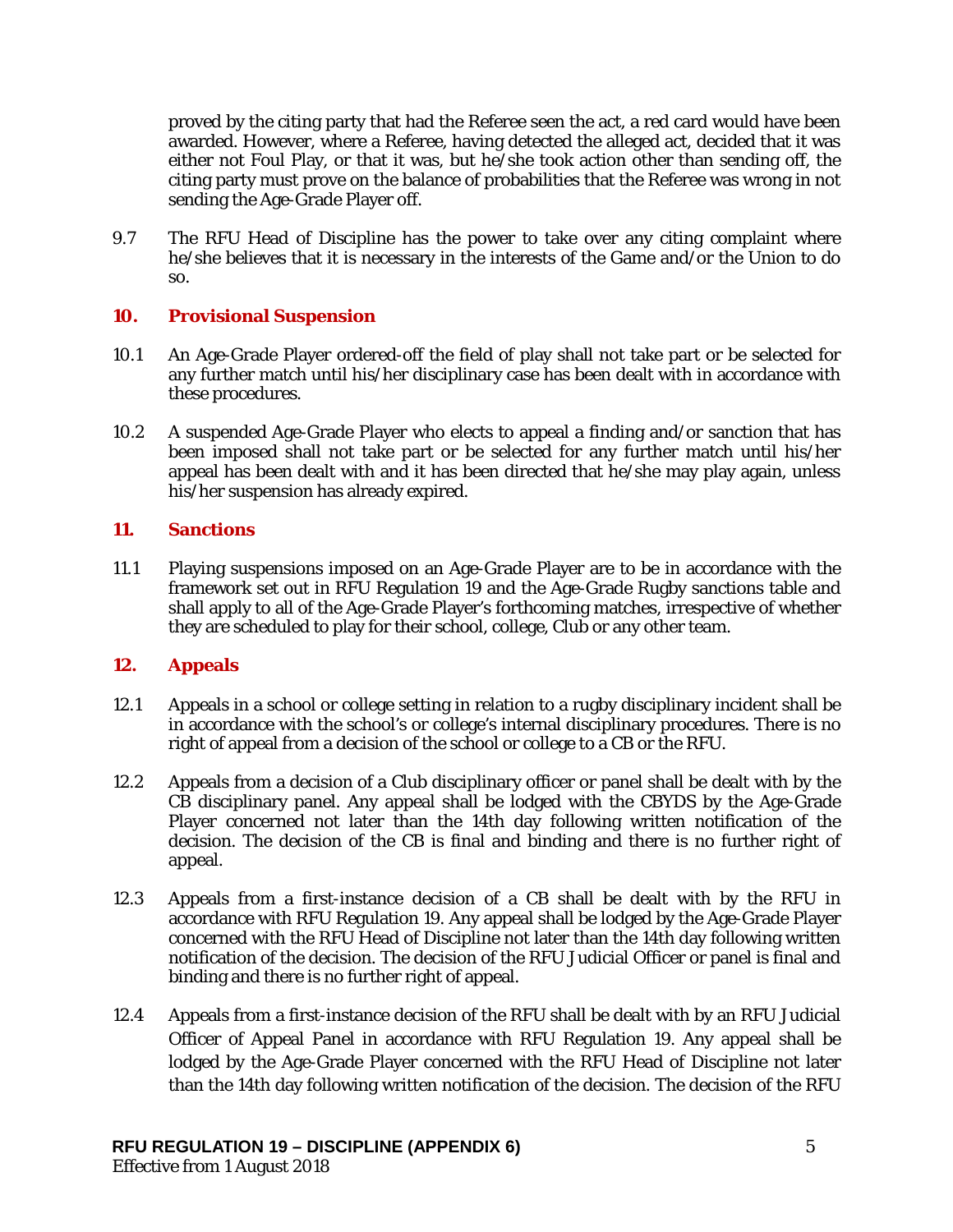proved by the citing party that had the Referee seen the act, a red card would have been awarded. However, where a Referee, having detected the alleged act, decided that it was either not Foul Play, or that it was, but he/she took action other than sending off, the citing party must prove on the balance of probabilities that the Referee was wrong in not sending the Age-Grade Player off.

9.7 The RFU Head of Discipline has the power to take over any citing complaint where he/she believes that it is necessary in the interests of the Game and/or the Union to do so.

## 10. Provisional Suspension

10.1 An Age-Grade Player ordered-off the field of play shall not take part or be selected for any further match until his/her disciplinary case has been dealt with in accordance with these procedures.

10.2 A suspended Age-Grade Player who elects to appeal a finding and/or sanction that has been imposed shall not take part or be selected for any further match until his/her appeal has been dealt with and it has been directed that he/she may play again, unless his/her suspension has already expired.

## 11. Sanctions

11.1 Playing suspensions imposed on an Age-Grade Player are to be in accordance with the framework set out in RFU Regulation 19 and the Age-Grade Rugby sanctions table and shall apply to all of the Age-Grade Player's forthcoming matches, irrespective of whether they are scheduled to play for their school, college, Club or any other team.

## 12. Appeals

12.1 Appeals in a school or college setting in relation to a rugby disciplinary incident shall be in accordance with the school's or college's internal disciplinary procedures. There is no right of appeal from a decision of the school or college to a CB or the RFU.

12.2 Appeals from a decision of a Club disciplinary officer or panel shall be dealt with by the CB disciplinary panel. Any appeal shall be lodged with the CBYDS by the Age-Grade Player concerned not later than the 14th day following written notification of the decision. The decision of the CB is final and binding and there is no further right of appeal.

12.3 Appeals from a first-instance decision of a CB shall be dealt with by the RFU in accordance with RFU Regulation 19. Any appeal shall be lodged by the Age-Grade Player concerned with the RFU Head of Discipline not later than the 14th day following written notification of the decision. The decision of the RFU Judicial Officer or panel is final and binding and there is no further right of appeal.

12.4 Appeals from a first-instance decision of the RFU shall be dealt with by an RFU Judicial Officer of Appeal Panel in accordance with RFU Regulation 19. Any appeal shall be lodged by the Age-Grade Player concerned with the RFU Head of Discipline not later than the 14th day following written notification of the decision. The decision of the RFU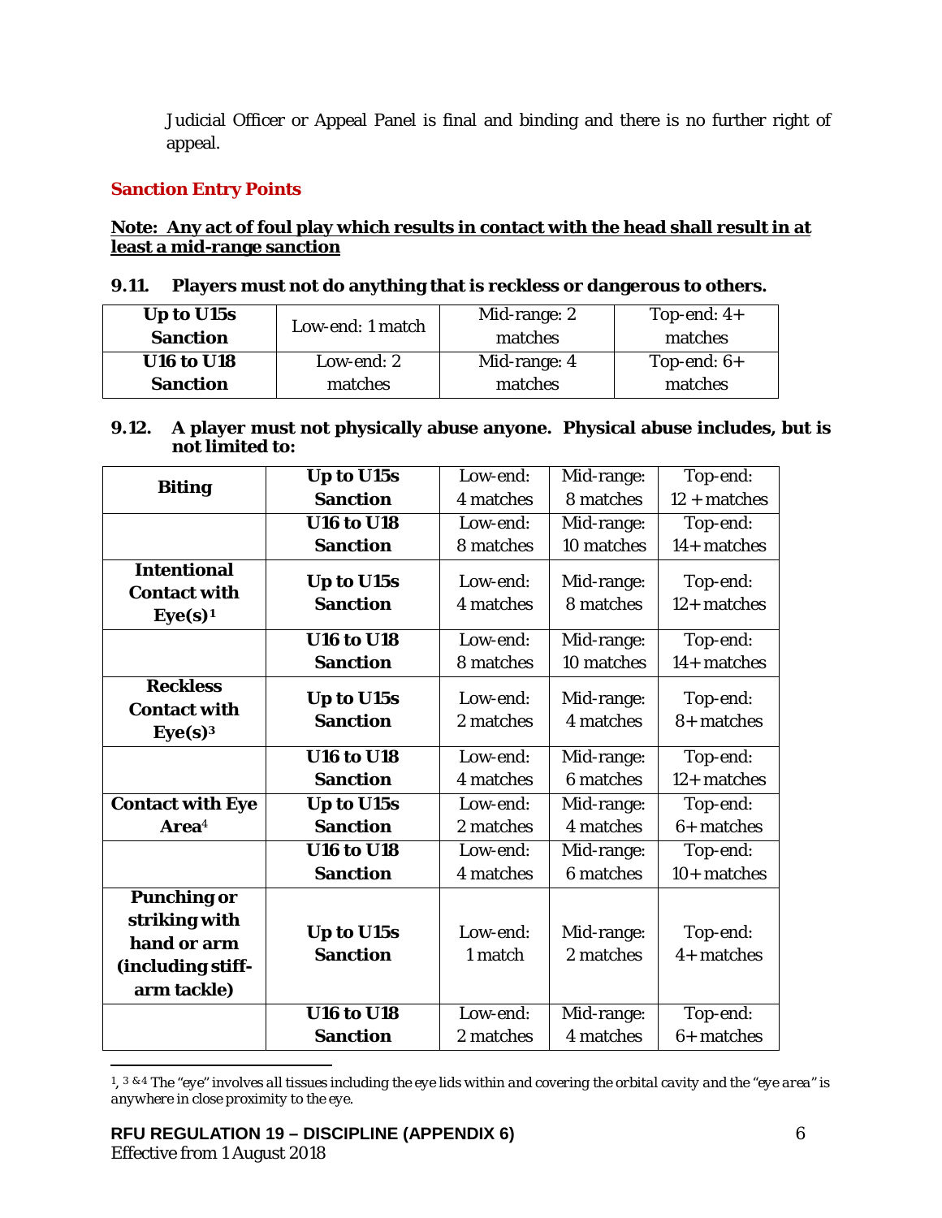Judicial Officer or Appeal Panel is final and binding and there is no further right of appeal.

## Sanction Entry Points

**Note: Any act of foul play which results in contact with the head shall result in at least a mid-range sanction**

### 9.11. Players must not do anything that is reckless or dangerous to others.

| | | | |
|---|---|---|---|
| **Up to U15s Sanction** | Low-end: 1 match | Mid-range: 2 matches | Top-end: 4+ matches |
| **U16 to U18 Sanction** | Low-end: 2 matches | Mid-range: 4 matches | Top-end: 6+ matches |

### 9.12. A player must not physically abuse anyone. Physical abuse includes, but is not limited to:

| | | | | |
|---|---|---|---|---|
| **Biting** | **Up to U15s Sanction** | Low-end: 4 matches | Mid-range: 8 matches | Top-end: 12 + matches |
| | **U16 to U18 Sanction** | Low-end: 8 matches | Mid-range: 10 matches | Top-end: 14+ matches |
| **Intentional Contact with Eye(s)[1]** | **Up to U15s Sanction** | Low-end: 4 matches | Mid-range: 8 matches | Top-end: 12+ matches |
| | **U16 to U18 Sanction** | Low-end: 8 matches | Mid-range: 10 matches | Top-end: 14+ matches |
| **Reckless Contact with Eye(s)[3]** | **Up to U15s Sanction** | Low-end: 2 matches | Mid-range: 4 matches | Top-end: 8+ matches |
| | **U16 to U18 Sanction** | Low-end: 4 matches | Mid-range: 6 matches | Top-end: 12+ matches |
| **Contact with Eye Area[4]** | **Up to U15s Sanction** | Low-end: 2 matches | Mid-range: 4 matches | Top-end: 6+ matches |
| | **U16 to U18 Sanction** | Low-end: 4 matches | Mid-range: 6 matches | Top-end: 10+ matches |
| **Punching or striking with hand or arm (including stiff-arm tackle)** | **Up to U15s Sanction** | Low-end: 1 match | Mid-range: 2 matches | Top-end: 4+ matches |
| | **U16 to U18 Sanction** | Low-end: 2 matches | Mid-range: 4 matches | Top-end: 6+ matches |

---

[1], [3] & [4] *The "eye" involves all tissues including the eye lids within and covering the orbital cavity and the "eye area" is anywhere in close proximity to the eye.*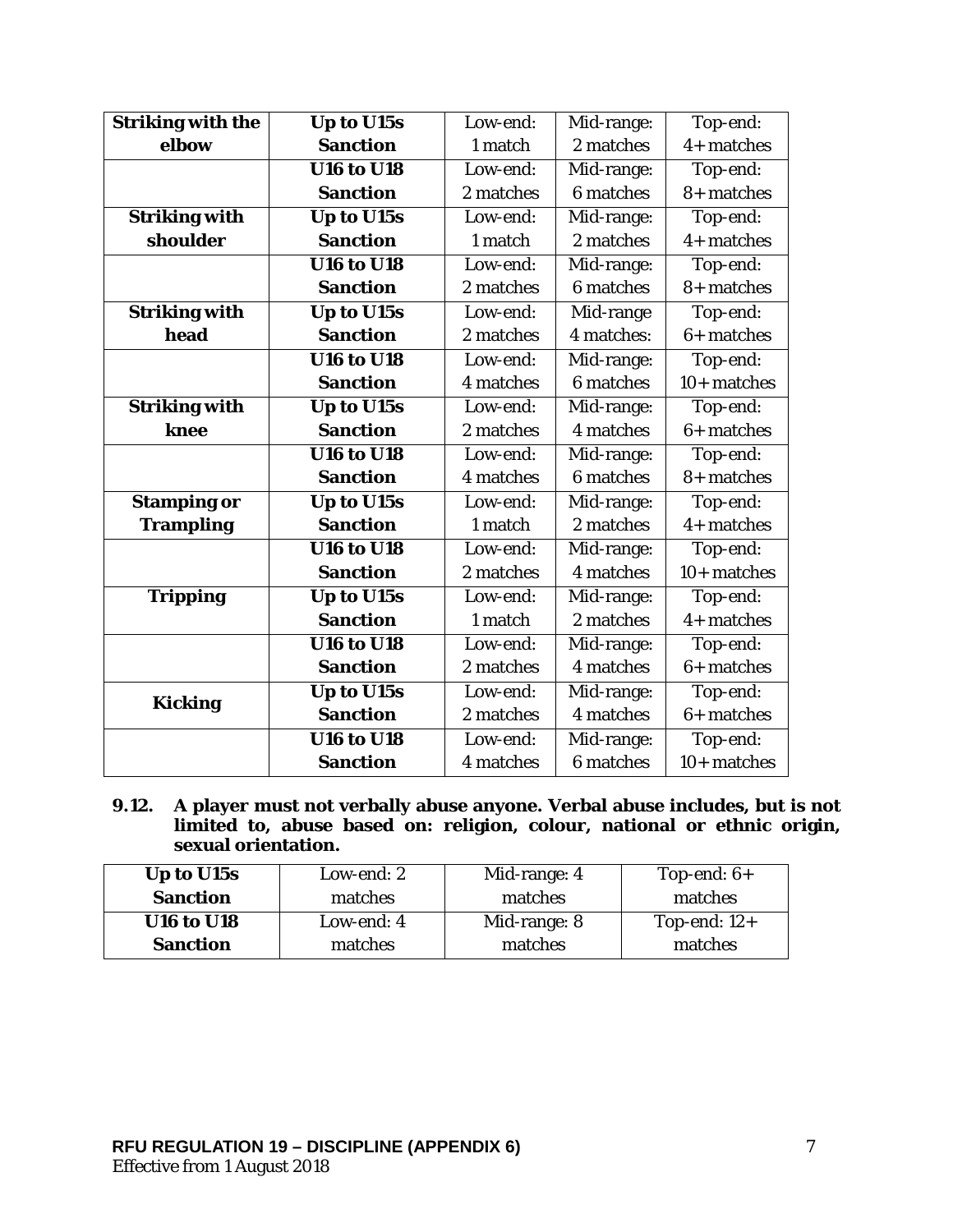| Striking with the elbow | Up to U15s Sanction | Low-end: 1 match | Mid-range: 2 matches | Top-end: 4+ matches |
| --- | --- | --- | --- | --- |
| | U16 to U18 Sanction | Low-end: 2 matches | Mid-range: 6 matches | Top-end: 8+ matches |
| **Striking with shoulder** | **Up to U15s Sanction** | Low-end: 1 match | Mid-range: 2 matches | Top-end: 4+ matches |
| | **U16 to U18 Sanction** | Low-end: 2 matches | Mid-range: 6 matches | Top-end: 8+ matches |
| **Striking with head** | **Up to U15s Sanction** | Low-end: 2 matches | Mid-range 4 matches: | Top-end: 6+ matches |
| | **U16 to U18 Sanction** | Low-end: 4 matches | Mid-range: 6 matches | Top-end: 10+ matches |
| **Striking with knee** | **Up to U15s Sanction** | Low-end: 2 matches | Mid-range: 4 matches | Top-end: 6+ matches |
| | **U16 to U18 Sanction** | Low-end: 4 matches | Mid-range: 6 matches | Top-end: 8+ matches |
| **Stamping or Trampling** | **Up to U15s Sanction** | Low-end: 1 match | Mid-range: 2 matches | Top-end: 4+ matches |
| | **U16 to U18 Sanction** | Low-end: 2 matches | Mid-range: 4 matches | Top-end: 10+ matches |
| **Tripping** | **Up to U15s Sanction** | Low-end: 1 match | Mid-range: 2 matches | Top-end: 4+ matches |
| | **U16 to U18 Sanction** | Low-end: 2 matches | Mid-range: 4 matches | Top-end: 6+ matches |
| **Kicking** | **Up to U15s Sanction** | Low-end: 2 matches | Mid-range: 4 matches | Top-end: 6+ matches |
| | **U16 to U18 Sanction** | Low-end: 4 matches | Mid-range: 6 matches | Top-end: 10+ matches |

**9.12. A player must not verbally abuse anyone. Verbal abuse includes, but is not limited to, abuse based on: religion, colour, national or ethnic origin, sexual orientation.**

| Up to U15s Sanction | Low-end: 2 matches | Mid-range: 4 matches | Top-end: 6+ matches |
| --- | --- | --- | --- |
| **U16 to U18 Sanction** | Low-end: 4 matches | Mid-range: 8 matches | Top-end: 12+ matches |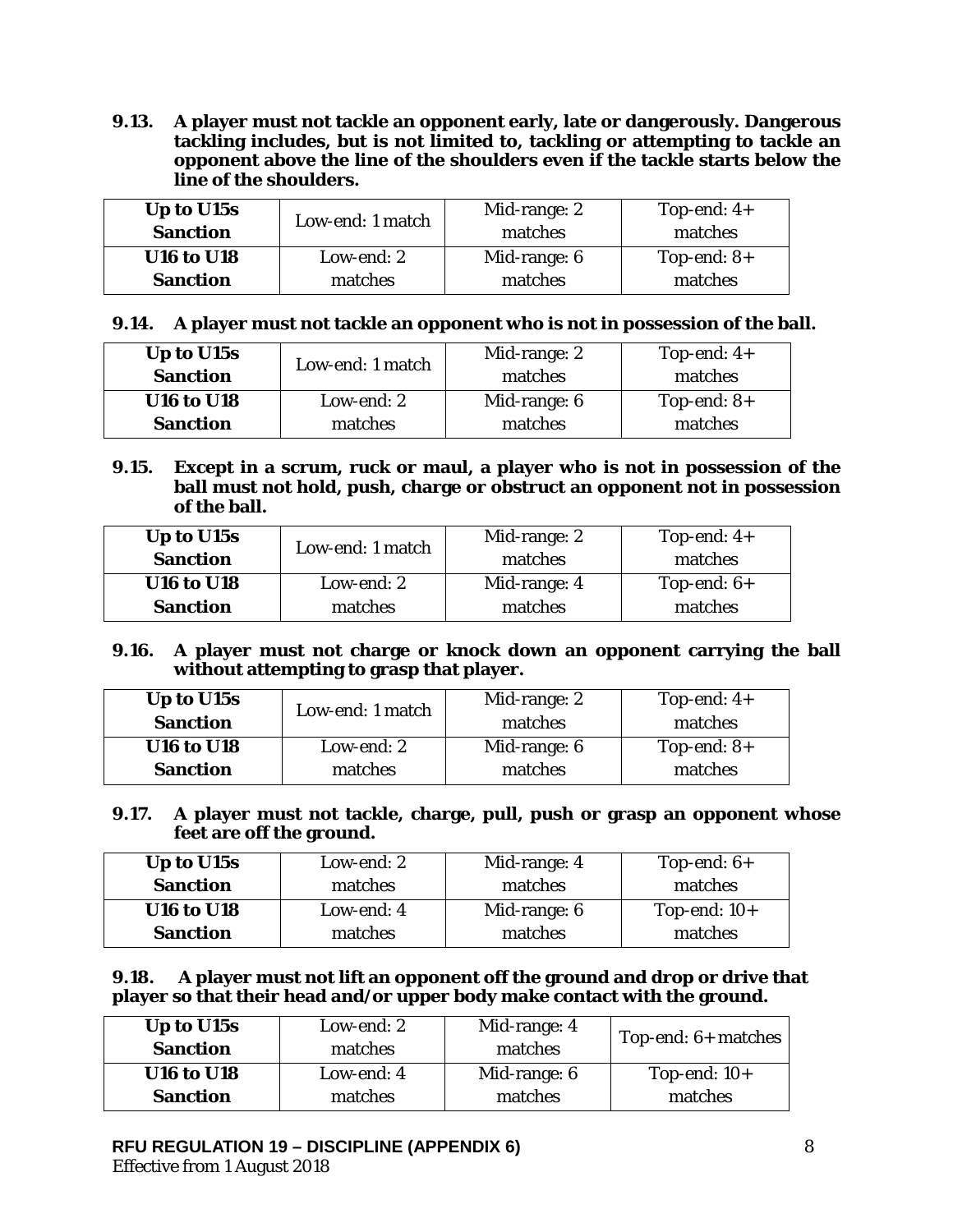**9.13. A player must not tackle an opponent early, late or dangerously. Dangerous tackling includes, but is not limited to, tackling or attempting to tackle an opponent above the line of the shoulders even if the tackle starts below the line of the shoulders.**

| **Up to U15s Sanction** | Low-end: 1 match | Mid-range: 2 matches | Top-end: 4+ matches |
|---|---|---|---|
| **U16 to U18 Sanction** | Low-end: 2 matches | Mid-range: 6 matches | Top-end: 8+ matches |

**9.14. A player must not tackle an opponent who is not in possession of the ball.**

| **Up to U15s Sanction** | Low-end: 1 match | Mid-range: 2 matches | Top-end: 4+ matches |
|---|---|---|---|
| **U16 to U18 Sanction** | Low-end: 2 matches | Mid-range: 6 matches | Top-end: 8+ matches |

**9.15. Except in a scrum, ruck or maul, a player who is not in possession of the ball must not hold, push, charge or obstruct an opponent not in possession of the ball.**

| **Up to U15s Sanction** | Low-end: 1 match | Mid-range: 2 matches | Top-end: 4+ matches |
|---|---|---|---|
| **U16 to U18 Sanction** | Low-end: 2 matches | Mid-range: 4 matches | Top-end: 6+ matches |

**9.16. A player must not charge or knock down an opponent carrying the ball without attempting to grasp that player.**

| **Up to U15s Sanction** | Low-end: 1 match | Mid-range: 2 matches | Top-end: 4+ matches |
|---|---|---|---|
| **U16 to U18 Sanction** | Low-end: 2 matches | Mid-range: 6 matches | Top-end: 8+ matches |

**9.17. A player must not tackle, charge, pull, push or grasp an opponent whose feet are off the ground.**

| **Up to U15s Sanction** | Low-end: 2 matches | Mid-range: 4 matches | Top-end: 6+ matches |
|---|---|---|---|
| **U16 to U18 Sanction** | Low-end: 4 matches | Mid-range: 6 matches | Top-end: 10+ matches |

**9.18. A player must not lift an opponent off the ground and drop or drive that player so that their head and/or upper body make contact with the ground.**

| **Up to U15s Sanction** | Low-end: 2 matches | Mid-range: 4 matches | Top-end: 6+ matches |
|---|---|---|---|
| **U16 to U18 Sanction** | Low-end: 4 matches | Mid-range: 6 matches | Top-end: 10+ matches |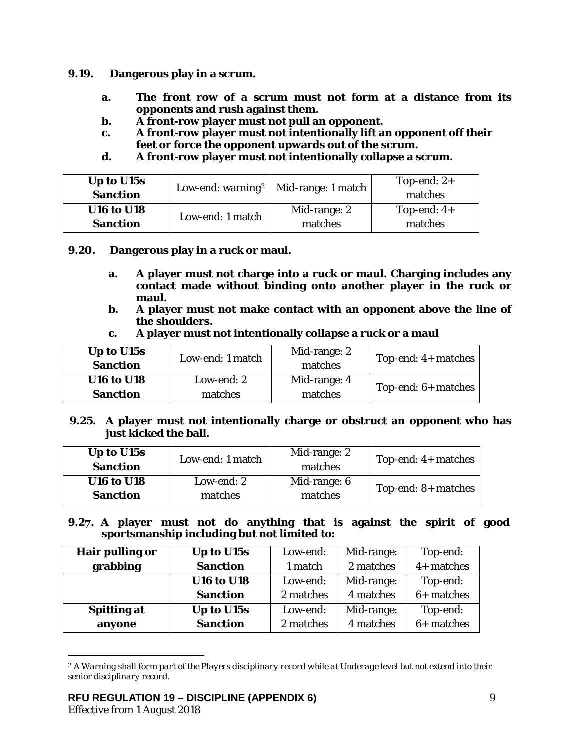**9.19. Dangerous play in a scrum.**

- **a. The front row of a scrum must not form at a distance from its opponents and rush against them.**
- **b. A front-row player must not pull an opponent.**
- **c. A front-row player must not intentionally lift an opponent off their feet or force the opponent upwards out of the scrum.**
- **d. A front-row player must not intentionally collapse a scrum.**

| | | | |
|---|---|---|---|
| **Up to U15s Sanction** | Low-end: warning[2] | Mid-range: 1 match | Top-end: 2+ matches |
| **U16 to U18 Sanction** | Low-end: 1 match | Mid-range: 2 matches | Top-end: 4+ matches |

**9.20. Dangerous play in a ruck or maul.**

- **a. A player must not charge into a ruck or maul. Charging includes any contact made without binding onto another player in the ruck or maul.**
- **b. A player must not make contact with an opponent above the line of the shoulders.**
- **c. A player must not intentionally collapse a ruck or a maul**

| | | | |
|---|---|---|---|
| **Up to U15s Sanction** | Low-end: 1 match | Mid-range: 2 matches | Top-end: 4+ matches |
| **U16 to U18 Sanction** | Low-end: 2 matches | Mid-range: 4 matches | Top-end: 6+ matches |

**9.25. A player must not intentionally charge or obstruct an opponent who has just kicked the ball.**

| | | | |
|---|---|---|---|
| **Up to U15s Sanction** | Low-end: 1 match | Mid-range: 2 matches | Top-end: 4+ matches |
| **U16 to U18 Sanction** | Low-end: 2 matches | Mid-range: 6 matches | Top-end: 8+ matches |

**9.27. A player must not do anything that is against the spirit of good sportsmanship including but not limited to:**

| | | | | |
|---|---|---|---|---|
| **Hair pulling or grabbing** | **Up to U15s Sanction** | Low-end: 1 match | Mid-range: 2 matches | Top-end: 4+ matches |
| | **U16 to U18 Sanction** | Low-end: 2 matches | Mid-range: 4 matches | Top-end: 6+ matches |
| **Spitting at anyone** | **Up to U15s Sanction** | Low-end: 2 matches | Mid-range: 4 matches | Top-end: 6+ matches |

[2] *A Warning shall form part of the Players disciplinary record while at Underage level but not extend into their senior disciplinary record.*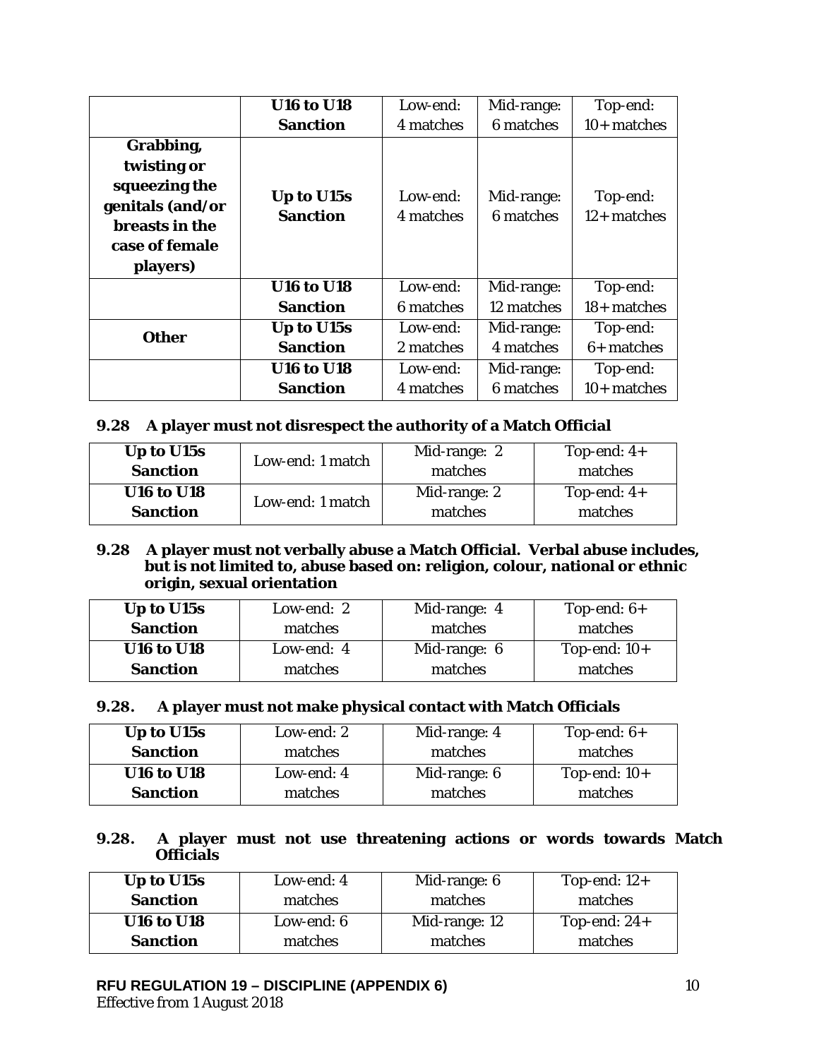| | | | | |
|---|---|---|---|---|
| | **U16 to U18 Sanction** | Low-end: 4 matches | Mid-range: 6 matches | Top-end: 10+ matches |
| **Grabbing, twisting or squeezing the genitals (and/or breasts in the case of female players)** | **Up to U15s Sanction** | Low-end: 4 matches | Mid-range: 6 matches | Top-end: 12+ matches |
| | **U16 to U18 Sanction** | Low-end: 6 matches | Mid-range: 12 matches | Top-end: 18+ matches |
| **Other** | **Up to U15s Sanction** | Low-end: 2 matches | Mid-range: 4 matches | Top-end: 6+ matches |
| | **U16 to U18 Sanction** | Low-end: 4 matches | Mid-range: 6 matches | Top-end: 10+ matches |

**9.28 A player must not disrespect the authority of a Match Official**

| | | | |
|---|---|---|---|
| **Up to U15s Sanction** | Low-end: 1 match | Mid-range: 2 matches | Top-end: 4+ matches |
| **U16 to U18 Sanction** | Low-end: 1 match | Mid-range: 2 matches | Top-end: 4+ matches |

**9.28 A player must not verbally abuse a Match Official. Verbal abuse includes, but is not limited to, abuse based on: religion, colour, national or ethnic origin, sexual orientation**

| | | | |
|---|---|---|---|
| **Up to U15s Sanction** | Low-end: 2 matches | Mid-range: 4 matches | Top-end: 6+ matches |
| **U16 to U18 Sanction** | Low-end: 4 matches | Mid-range: 6 matches | Top-end: 10+ matches |

**9.28. A player must not make physical contact with Match Officials**

| | | | |
|---|---|---|---|
| **Up to U15s Sanction** | Low-end: 2 matches | Mid-range: 4 matches | Top-end: 6+ matches |
| **U16 to U18 Sanction** | Low-end: 4 matches | Mid-range: 6 matches | Top-end: 10+ matches |

**9.28. A player must not use threatening actions or words towards Match Officials**

| | | | |
|---|---|---|---|
| **Up to U15s Sanction** | Low-end: 4 matches | Mid-range: 6 matches | Top-end: 12+ matches |
| **U16 to U18 Sanction** | Low-end: 6 matches | Mid-range: 12 matches | Top-end: 24+ matches |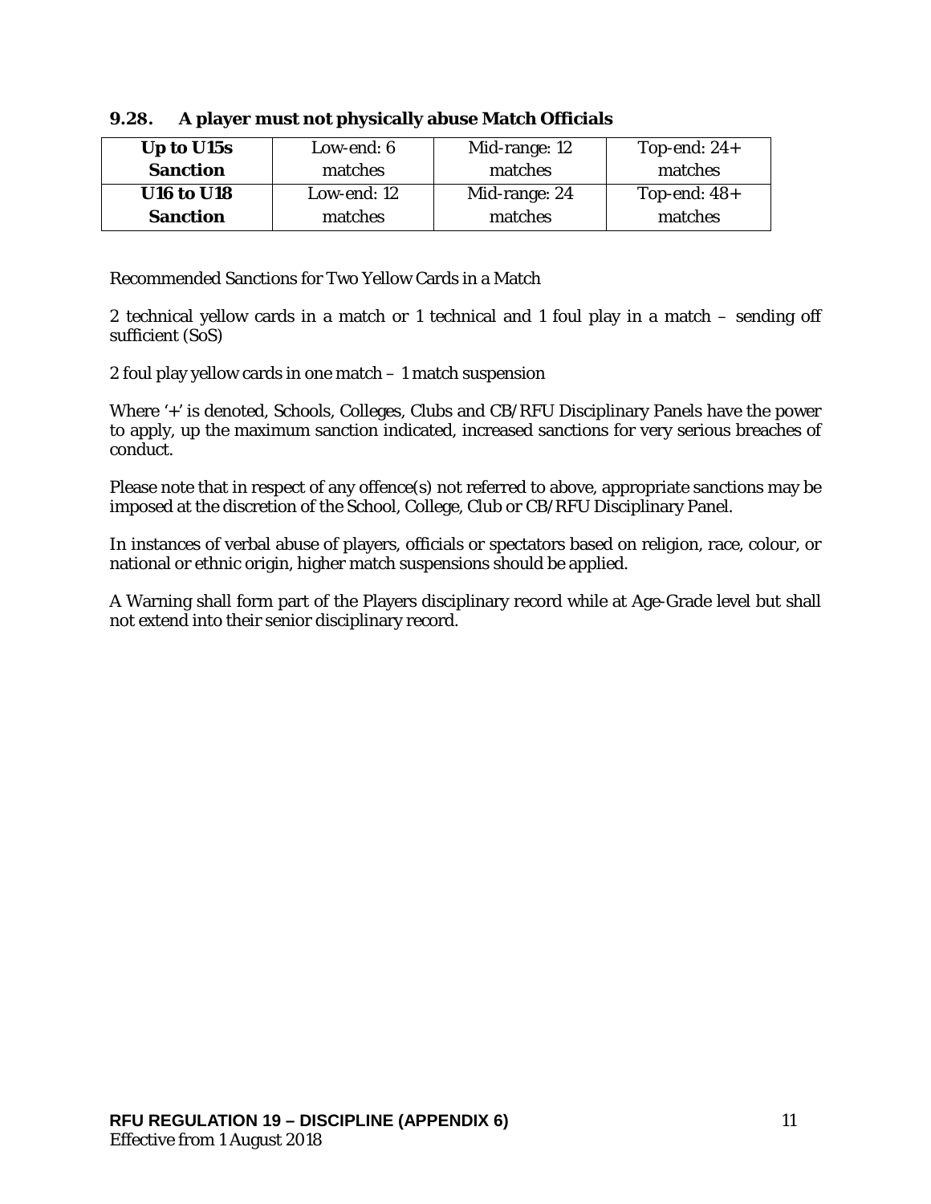### 9.28. A player must not physically abuse Match Officials

| | | | |
|---|---|---|---|
| **Up to U15s Sanction** | Low-end: 6 matches | Mid-range: 12 matches | Top-end: 24+ matches |
| **U16 to U18 Sanction** | Low-end: 12 matches | Mid-range: 24 matches | Top-end: 48+ matches |

Recommended Sanctions for Two Yellow Cards in a Match

2 technical yellow cards in a match or 1 technical and 1 foul play in a match – sending off sufficient (SoS)

2 foul play yellow cards in one match – 1 match suspension

Where '+' is denoted, Schools, Colleges, Clubs and CB/RFU Disciplinary Panels have the power to apply, up the maximum sanction indicated, increased sanctions for very serious breaches of conduct.

Please note that in respect of any offence(s) not referred to above, appropriate sanctions may be imposed at the discretion of the School, College, Club or CB/RFU Disciplinary Panel.

In instances of verbal abuse of players, officials or spectators based on religion, race, colour, or national or ethnic origin, higher match suspensions should be applied.

A Warning shall form part of the Players disciplinary record while at Age-Grade level but shall not extend into their senior disciplinary record.